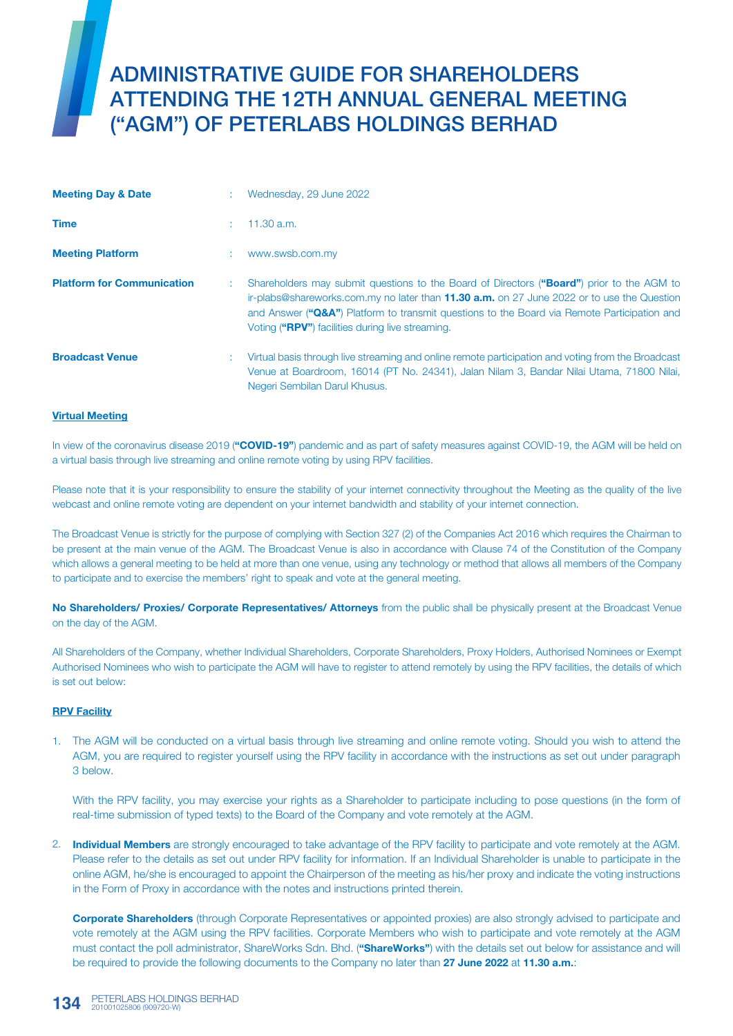# ADMINISTRATIVE GUIDE FOR SHAREHOLDERS ATTENDING THE 12TH ANNUAL GENERAL MEETING ("AGM") OF PETERLABS HOLDINGS BERHAD

| | | |
|---|---|---|
| **Meeting Day & Date** | : | Wednesday, 29 June 2022 |
| **Time** | : | 11.30 a.m. |
| **Meeting Platform** | : | www.swsb.com.my |
| **Platform for Communication** | : | Shareholders may submit questions to the Board of Directors (**"Board"**) prior to the AGM to ir-plabs@shareworks.com.my no later than **11.30 a.m.** on 27 June 2022 or to use the Question and Answer (**"Q&A"**) Platform to transmit questions to the Board via Remote Participation and Voting (**"RPV"**) facilities during live streaming. |
| **Broadcast Venue** | : | Virtual basis through live streaming and online remote participation and voting from the Broadcast Venue at Boardroom, 16014 (PT No. 24341), Jalan Nilam 3, Bandar Nilai Utama, 71800 Nilai, Negeri Sembilan Darul Khusus. |

**Virtual Meeting**

In view of the coronavirus disease 2019 (**"COVID-19"**) pandemic and as part of safety measures against COVID-19, the AGM will be held on a virtual basis through live streaming and online remote voting by using RPV facilities.

Please note that it is your responsibility to ensure the stability of your internet connectivity throughout the Meeting as the quality of the live webcast and online remote voting are dependent on your internet bandwidth and stability of your internet connection.

The Broadcast Venue is strictly for the purpose of complying with Section 327 (2) of the Companies Act 2016 which requires the Chairman to be present at the main venue of the AGM. The Broadcast Venue is also in accordance with Clause 74 of the Constitution of the Company which allows a general meeting to be held at more than one venue, using any technology or method that allows all members of the Company to participate and to exercise the members' right to speak and vote at the general meeting.

**No Shareholders/ Proxies/ Corporate Representatives/ Attorneys** from the public shall be physically present at the Broadcast Venue on the day of the AGM.

All Shareholders of the Company, whether Individual Shareholders, Corporate Shareholders, Proxy Holders, Authorised Nominees or Exempt Authorised Nominees who wish to participate the AGM will have to register to attend remotely by using the RPV facilities, the details of which is set out below:

**RPV Facility**

1. The AGM will be conducted on a virtual basis through live streaming and online remote voting. Should you wish to attend the AGM, you are required to register yourself using the RPV facility in accordance with the instructions as set out under paragraph 3 below.

   With the RPV facility, you may exercise your rights as a Shareholder to participate including to pose questions (in the form of real-time submission of typed texts) to the Board of the Company and vote remotely at the AGM.

2. **Individual Members** are strongly encouraged to take advantage of the RPV facility to participate and vote remotely at the AGM. Please refer to the details as set out under RPV facility for information. If an Individual Shareholder is unable to participate in the online AGM, he/she is encouraged to appoint the Chairperson of the meeting as his/her proxy and indicate the voting instructions in the Form of Proxy in accordance with the notes and instructions printed therein.

   **Corporate Shareholders** (through Corporate Representatives or appointed proxies) are also strongly advised to participate and vote remotely at the AGM using the RPV facilities. Corporate Members who wish to participate and vote remotely at the AGM must contact the poll administrator, ShareWorks Sdn. Bhd. (**"ShareWorks"**) with the details set out below for assistance and will be required to provide the following documents to the Company no later than **27 June 2022** at **11.30 a.m.**: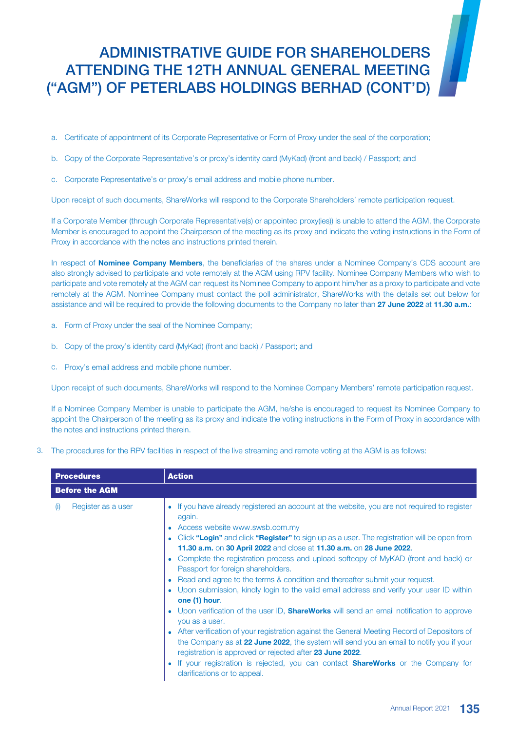# ADMINISTRATIVE GUIDE FOR SHAREHOLDERS ATTENDING THE 12TH ANNUAL GENERAL MEETING ("AGM") OF PETERLABS HOLDINGS BERHAD (CONT'D)

a. Certificate of appointment of its Corporate Representative or Form of Proxy under the seal of the corporation;

b. Copy of the Corporate Representative's or proxy's identity card (MyKad) (front and back) / Passport; and

c. Corporate Representative's or proxy's email address and mobile phone number.

Upon receipt of such documents, ShareWorks will respond to the Corporate Shareholders' remote participation request.

If a Corporate Member (through Corporate Representative(s) or appointed proxy(ies)) is unable to attend the AGM, the Corporate Member is encouraged to appoint the Chairperson of the meeting as its proxy and indicate the voting instructions in the Form of Proxy in accordance with the notes and instructions printed therein.

In respect of **Nominee Company Members**, the beneficiaries of the shares under a Nominee Company's CDS account are also strongly advised to participate and vote remotely at the AGM using RPV facility. Nominee Company Members who wish to participate and vote remotely at the AGM can request its Nominee Company to appoint him/her as a proxy to participate and vote remotely at the AGM. Nominee Company must contact the poll administrator, ShareWorks with the details set out below for assistance and will be required to provide the following documents to the Company no later than **27 June 2022** at **11.30 a.m.**:

a. Form of Proxy under the seal of the Nominee Company;

b. Copy of the proxy's identity card (MyKad) (front and back) / Passport; and

c. Proxy's email address and mobile phone number.

Upon receipt of such documents, ShareWorks will respond to the Nominee Company Members' remote participation request.

If a Nominee Company Member is unable to participate the AGM, he/she is encouraged to request its Nominee Company to appoint the Chairperson of the meeting as its proxy and indicate the voting instructions in the Form of Proxy in accordance with the notes and instructions printed therein.

3. The procedures for the RPV facilities in respect of the live streaming and remote voting at the AGM is as follows:

| Procedures | Action |
|---|---|
| **Before the AGM** | |
| (i) Register as a user | • If you have already registered an account at the website, you are not required to register again.<br>• Access website www.swsb.com.my<br>• Click **"Login"** and click **"Register"** to sign up as a user. The registration will be open from **11.30 a.m.** on **30 April 2022** and close at **11.30 a.m.** on **28 June 2022**.<br>• Complete the registration process and upload softcopy of MyKAD (front and back) or Passport for foreign shareholders.<br>• Read and agree to the terms & condition and thereafter submit your request.<br>• Upon submission, kindly login to the valid email address and verify your user ID within **one (1) hour**.<br>• Upon verification of the user ID, **ShareWorks** will send an email notification to approve you as a user.<br>• After verification of your registration against the General Meeting Record of Depositors of the Company as at **22 June 2022**, the system will send you an email to notify you if your registration is approved or rejected after **23 June 2022**.<br>• If your registration is rejected, you can contact **ShareWorks** or the Company for clarifications or to appeal. |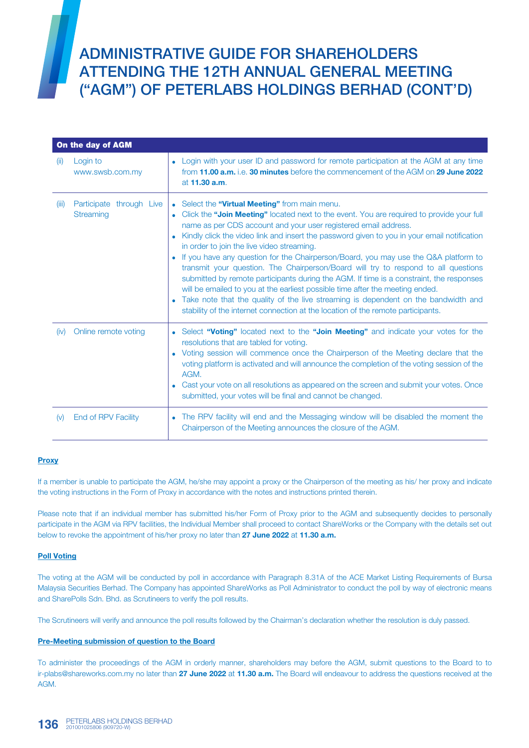# ADMINISTRATIVE GUIDE FOR SHAREHOLDERS ATTENDING THE 12TH ANNUAL GENERAL MEETING ("AGM") OF PETERLABS HOLDINGS BERHAD (CONT'D)

| On the day of AGM | |
|---|---|
| (ii) Login to www.swsb.com.my | • Login with your user ID and password for remote participation at the AGM at any time from **11.00 a.m.** i.e. **30 minutes** before the commencement of the AGM on **29 June 2022** at **11.30 a.m**. |
| (iii) Participate through Live Streaming | • Select the **"Virtual Meeting"** from main menu.<br>• Click the **"Join Meeting"** located next to the event. You are required to provide your full name as per CDS account and your user registered email address.<br>• Kindly click the video link and insert the password given to you in your email notification in order to join the live video streaming.<br>• If you have any question for the Chairperson/Board, you may use the Q&A platform to transmit your question. The Chairperson/Board will try to respond to all questions submitted by remote participants during the AGM. If time is a constraint, the responses will be emailed to you at the earliest possible time after the meeting ended.<br>• Take note that the quality of the live streaming is dependent on the bandwidth and stability of the internet connection at the location of the remote participants. |
| (iv) Online remote voting | • Select **"Voting"** located next to the **"Join Meeting"** and indicate your votes for the resolutions that are tabled for voting.<br>• Voting session will commence once the Chairperson of the Meeting declare that the voting platform is activated and will announce the completion of the voting session of the AGM.<br>• Cast your vote on all resolutions as appeared on the screen and submit your votes. Once submitted, your votes will be final and cannot be changed. |
| (v) End of RPV Facility | • The RPV facility will end and the Messaging window will be disabled the moment the Chairperson of the Meeting announces the closure of the AGM. |

**Proxy**

If a member is unable to participate the AGM, he/she may appoint a proxy or the Chairperson of the meeting as his/ her proxy and indicate the voting instructions in the Form of Proxy in accordance with the notes and instructions printed therein.

Please note that if an individual member has submitted his/her Form of Proxy prior to the AGM and subsequently decides to personally participate in the AGM via RPV facilities, the Individual Member shall proceed to contact ShareWorks or the Company with the details set out below to revoke the appointment of his/her proxy no later than **27 June 2022** at **11.30 a.m.**

**Poll Voting**

The voting at the AGM will be conducted by poll in accordance with Paragraph 8.31A of the ACE Market Listing Requirements of Bursa Malaysia Securities Berhad. The Company has appointed ShareWorks as Poll Administrator to conduct the poll by way of electronic means and SharePolls Sdn. Bhd. as Scrutineers to verify the poll results.

The Scrutineers will verify and announce the poll results followed by the Chairman's declaration whether the resolution is duly passed.

**Pre-Meeting submission of question to the Board**

To administer the proceedings of the AGM in orderly manner, shareholders may before the AGM, submit questions to the Board to to ir-plabs@shareworks.com.my no later than **27 June 2022** at **11.30 a.m.** The Board will endeavour to address the questions received at the AGM.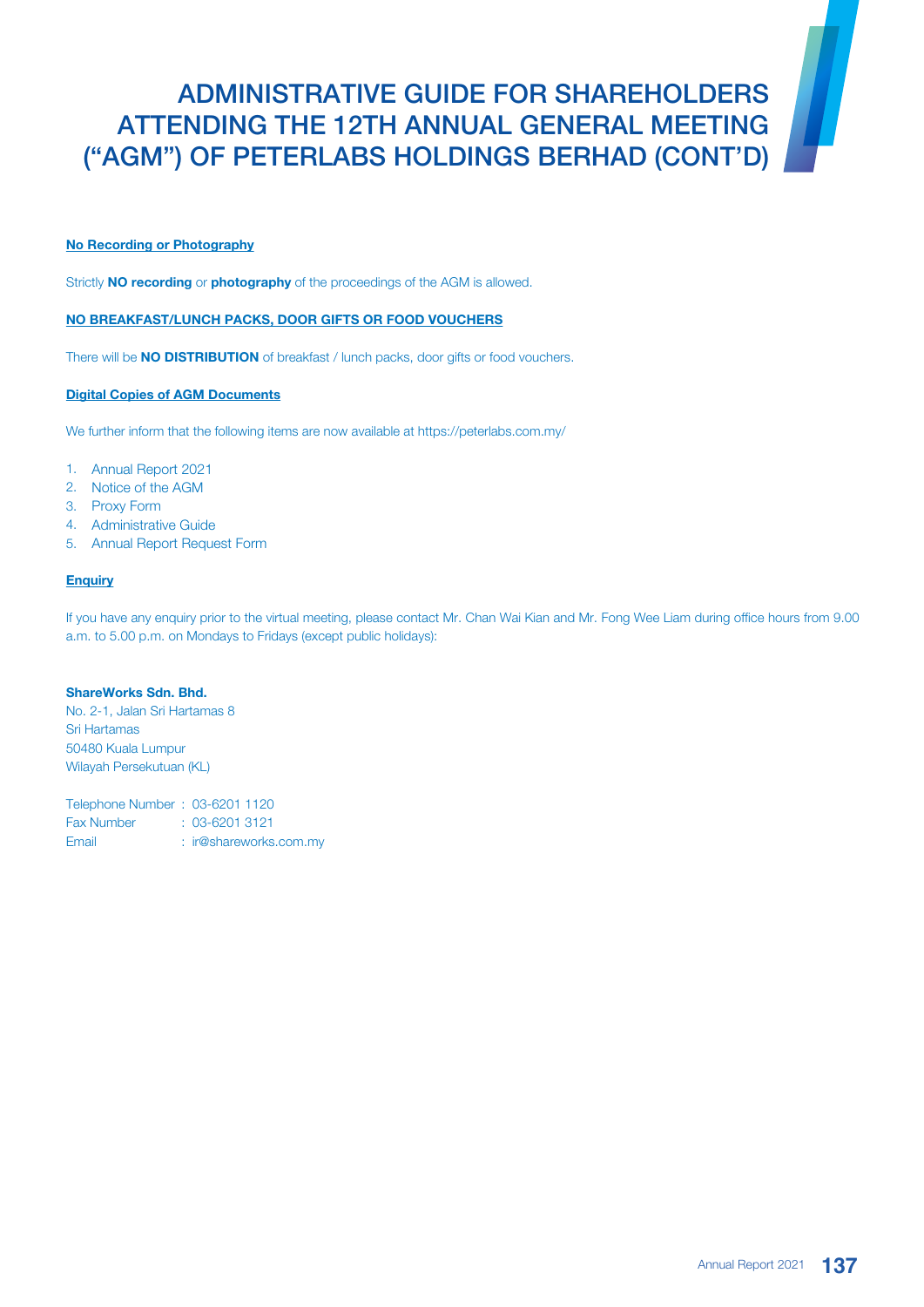# ADMINISTRATIVE GUIDE FOR SHAREHOLDERS ATTENDING THE 12TH ANNUAL GENERAL MEETING ("AGM") OF PETERLABS HOLDINGS BERHAD (CONT'D)

**No Recording or Photography**

Strictly **NO recording** or **photography** of the proceedings of the AGM is allowed.

**NO BREAKFAST/LUNCH PACKS, DOOR GIFTS OR FOOD VOUCHERS**

There will be **NO DISTRIBUTION** of breakfast / lunch packs, door gifts or food vouchers.

**Digital Copies of AGM Documents**

We further inform that the following items are now available at https://peterlabs.com.my/

1. Annual Report 2021
2. Notice of the AGM
3. Proxy Form
4. Administrative Guide
5. Annual Report Request Form

**Enquiry**

If you have any enquiry prior to the virtual meeting, please contact Mr. Chan Wai Kian and Mr. Fong Wee Liam during office hours from 9.00 a.m. to 5.00 p.m. on Mondays to Fridays (except public holidays):

**ShareWorks Sdn. Bhd.**
No. 2-1, Jalan Sri Hartamas 8
Sri Hartamas
50480 Kuala Lumpur
Wilayah Persekutuan (KL)

Telephone Number : 03-6201 1120
Fax Number : 03-6201 3121
Email : ir@shareworks.com.my